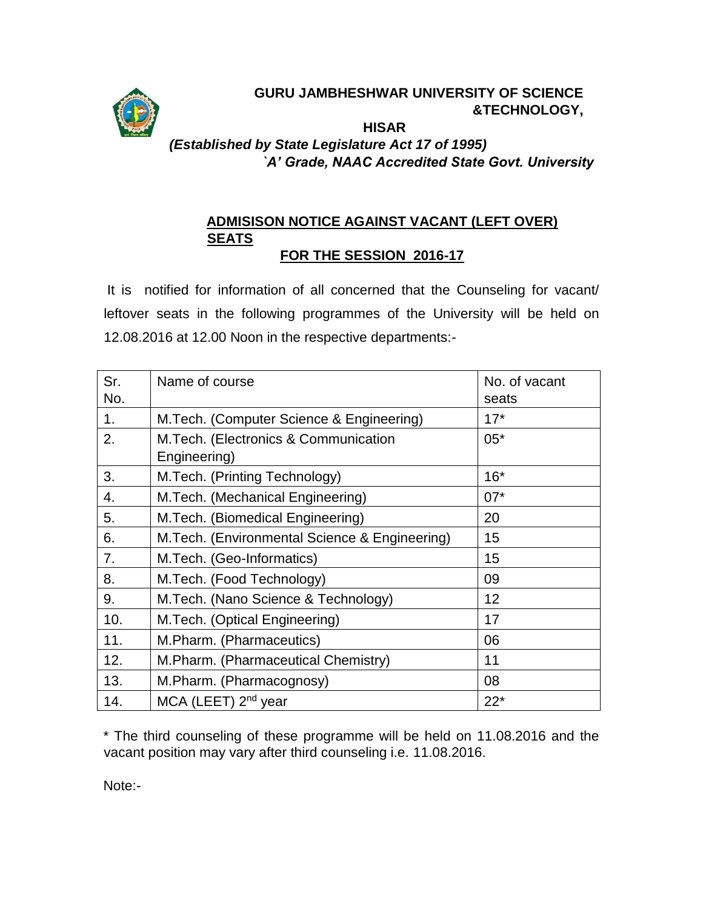**GURU JAMBHESHWAR UNIVERSITY OF SCIENCE &TECHNOLOGY, HISAR**

***(Established by State Legislature Act 17 of 1995)***

***`A' Grade, NAAC Accredited State Govt. University***

## ADMISISON NOTICE AGAINST VACANT (LEFT OVER) SEATS FOR THE SESSION 2016-17

It is notified for information of all concerned that the Counseling for vacant/ leftover seats in the following programmes of the University will be held on 12.08.2016 at 12.00 Noon in the respective departments:-

| Sr. No. | Name of course | No. of vacant seats |
|---|---|---|
| 1. | M.Tech. (Computer Science & Engineering) | 17* |
| 2. | M.Tech. (Electronics & Communication Engineering) | 05* |
| 3. | M.Tech. (Printing Technology) | 16* |
| 4. | M.Tech. (Mechanical Engineering) | 07* |
| 5. | M.Tech. (Biomedical Engineering) | 20 |
| 6. | M.Tech. (Environmental Science & Engineering) | 15 |
| 7. | M.Tech. (Geo-Informatics) | 15 |
| 8. | M.Tech. (Food Technology) | 09 |
| 9. | M.Tech. (Nano Science & Technology) | 12 |
| 10. | M.Tech. (Optical Engineering) | 17 |
| 11. | M.Pharm. (Pharmaceutics) | 06 |
| 12. | M.Pharm. (Pharmaceutical Chemistry) | 11 |
| 13. | M.Pharm. (Pharmacognosy) | 08 |
| 14. | MCA (LEET) 2nd year | 22* |

* The third counseling of these programme will be held on 11.08.2016 and the vacant position may vary after third counseling i.e. 11.08.2016.

Note:-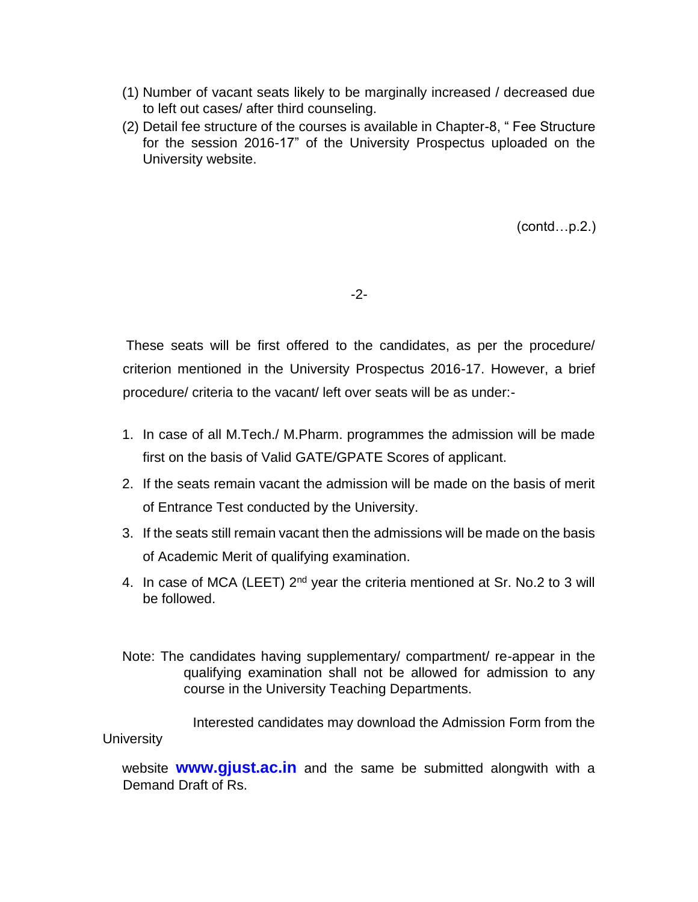(1) Number of vacant seats likely to be marginally increased / decreased due to left out cases/ after third counseling.

(2) Detail fee structure of the courses is available in Chapter-8, " Fee Structure for the session 2016-17" of the University Prospectus uploaded on the University website.

(contd…p.2.)

These seats will be first offered to the candidates, as per the procedure/ criterion mentioned in the University Prospectus 2016-17. However, a brief procedure/ criteria to the vacant/ left over seats will be as under:-

1. In case of all M.Tech./ M.Pharm. programmes the admission will be made first on the basis of Valid GATE/GPATE Scores of applicant.
2. If the seats remain vacant the admission will be made on the basis of merit of Entrance Test conducted by the University.
3. If the seats still remain vacant then the admissions will be made on the basis of Academic Merit of qualifying examination.
4. In case of MCA (LEET) 2nd year the criteria mentioned at Sr. No.2 to 3 will be followed.

Note: The candidates having supplementary/ compartment/ re-appear in the qualifying examination shall not be allowed for admission to any course in the University Teaching Departments.

Interested candidates may download the Admission Form from the University website **www.gjust.ac.in** and the same be submitted alongwith with a Demand Draft of Rs.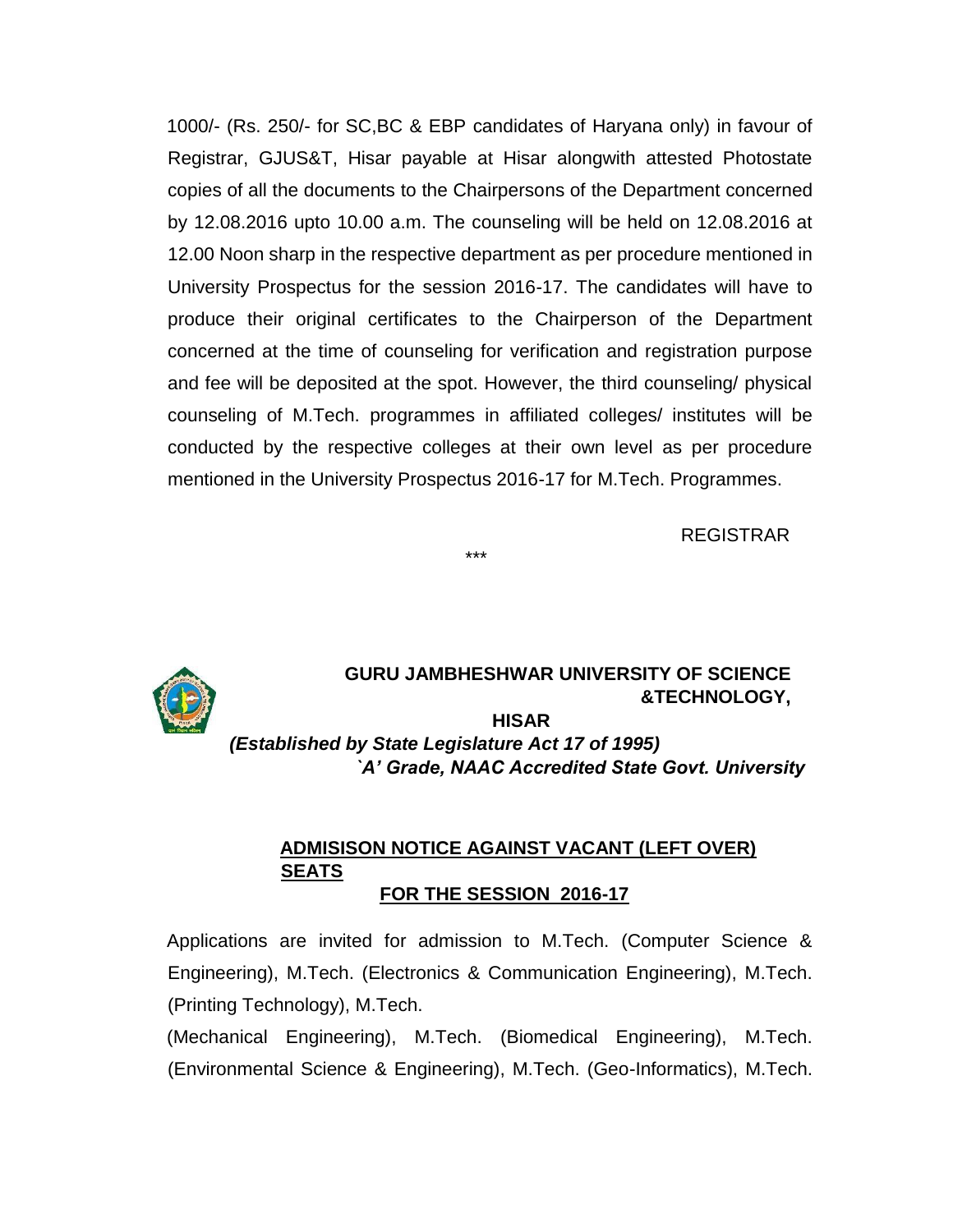1000/- (Rs. 250/- for SC,BC & EBP candidates of Haryana only) in favour of Registrar, GJUS&T, Hisar payable at Hisar alongwith attested Photostate copies of all the documents to the Chairpersons of the Department concerned by 12.08.2016 upto 10.00 a.m. The counseling will be held on 12.08.2016 at 12.00 Noon sharp in the respective department as per procedure mentioned in University Prospectus for the session 2016-17. The candidates will have to produce their original certificates to the Chairperson of the Department concerned at the time of counseling for verification and registration purpose and fee will be deposited at the spot. However, the third counseling/ physical counseling of M.Tech. programmes in affiliated colleges/ institutes will be conducted by the respective colleges at their own level as per procedure mentioned in the University Prospectus 2016-17 for M.Tech. Programmes.

REGISTRAR

***

**GURU JAMBHESHWAR UNIVERSITY OF SCIENCE &TECHNOLOGY, HISAR**

***(Established by State Legislature Act 17 of 1995)***

***`A' Grade, NAAC Accredited State Govt. University***

**ADMISISON NOTICE AGAINST VACANT (LEFT OVER) SEATS FOR THE SESSION 2016-17**

Applications are invited for admission to M.Tech. (Computer Science & Engineering), M.Tech. (Electronics & Communication Engineering), M.Tech. (Printing Technology), M.Tech. (Mechanical Engineering), M.Tech. (Biomedical Engineering), M.Tech. (Environmental Science & Engineering), M.Tech. (Geo-Informatics), M.Tech.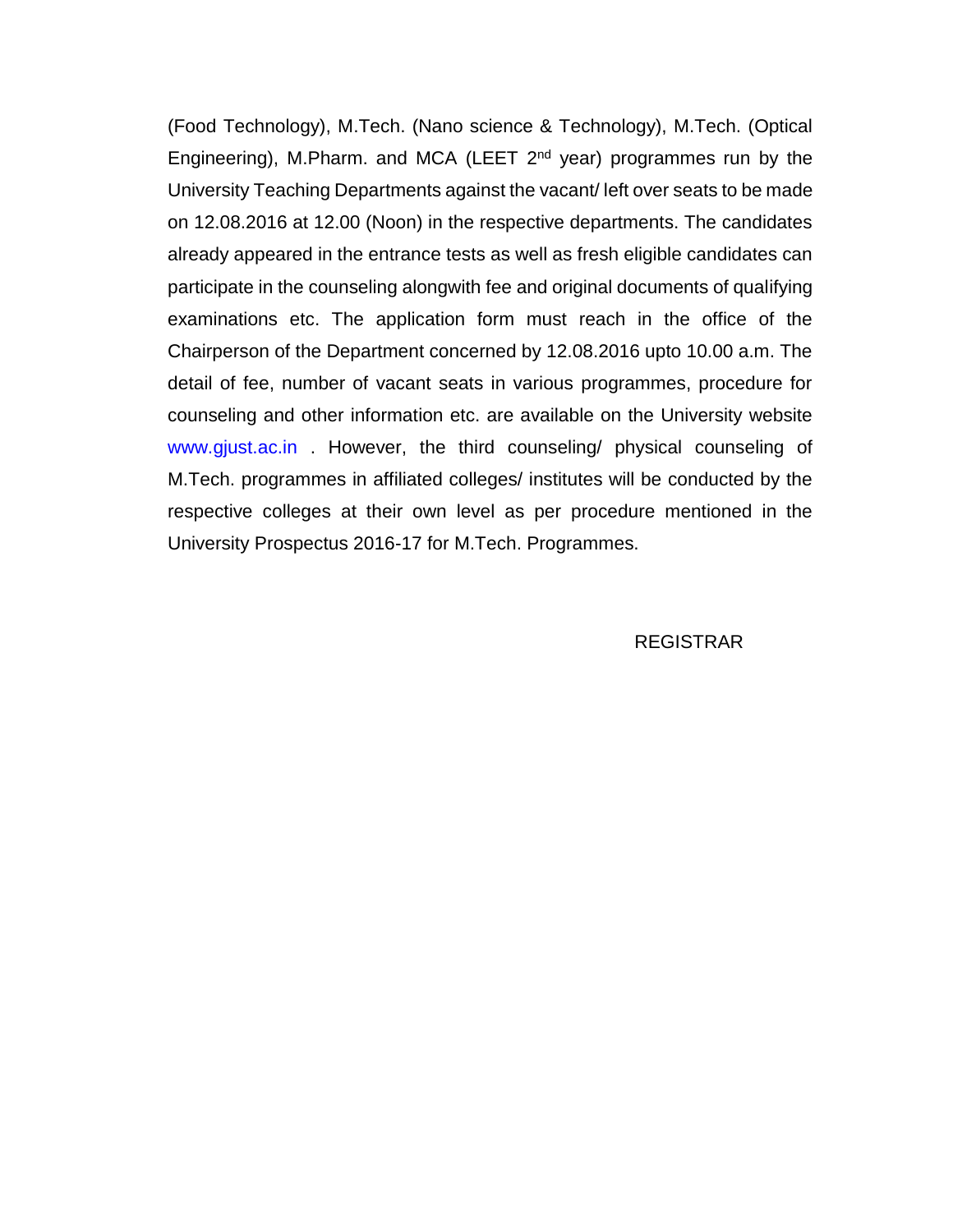(Food Technology), M.Tech. (Nano science & Technology), M.Tech. (Optical Engineering), M.Pharm. and MCA (LEET 2nd year) programmes run by the University Teaching Departments against the vacant/ left over seats to be made on 12.08.2016 at 12.00 (Noon) in the respective departments. The candidates already appeared in the entrance tests as well as fresh eligible candidates can participate in the counseling alongwith fee and original documents of qualifying examinations etc. The application form must reach in the office of the Chairperson of the Department concerned by 12.08.2016 upto 10.00 a.m. The detail of fee, number of vacant seats in various programmes, procedure for counseling and other information etc. are available on the University website www.gjust.ac.in . However, the third counseling/ physical counseling of M.Tech. programmes in affiliated colleges/ institutes will be conducted by the respective colleges at their own level as per procedure mentioned in the University Prospectus 2016-17 for M.Tech. Programmes.

REGISTRAR